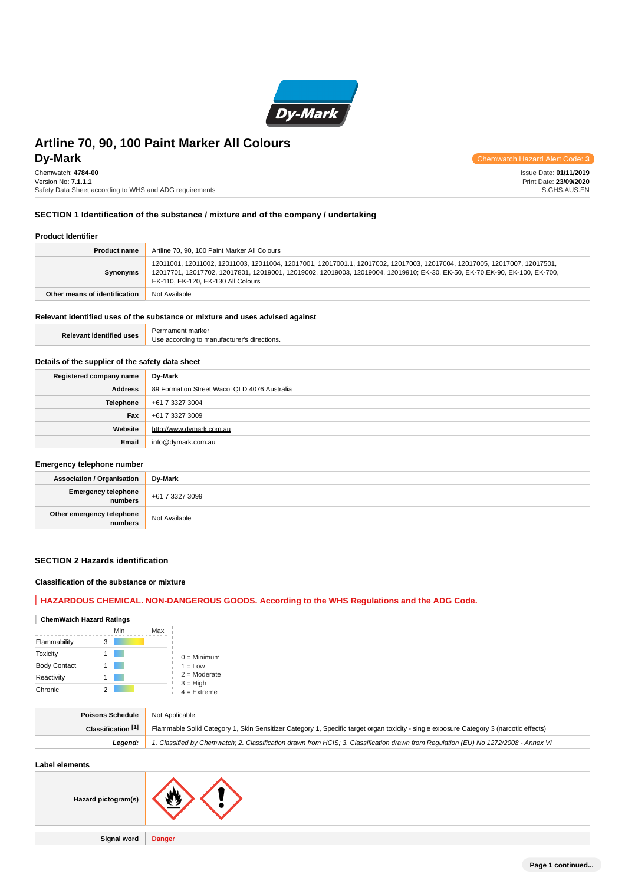# Artline 70, 90, 100 Paint Marker All Colours

## Dy-Mark

Chemwatch Hazard Alert Code: **3**

Chemwatch: **4784-00**
Version No: **7.1.1.1**
Safety Data Sheet according to WHS and ADG requirements

Issue Date: **01/11/2019**
Print Date: **23/09/2020**
S.GHS.AUS.EN

## SECTION 1 Identification of the substance / mixture and of the company / undertaking

### Product Identifier

| | |
|---|---|
| **Product name** | Artline 70, 90, 100 Paint Marker All Colours |
| **Synonyms** | 12011001, 12011002, 12011003, 12011004, 12017001, 12017001.1, 12017002, 12017003, 12017004, 12017005, 12017007, 12017501, 12017701, 12017702, 12017801, 12019001, 12019002, 12019003, 12019004, 12019910; EK-30, EK-50, EK-70,EK-90, EK-100, EK-700, EK-110, EK-120, EK-130 All Colours |
| **Other means of identification** | Not Available |

### Relevant identified uses of the substance or mixture and uses advised against

| | |
|---|---|
| **Relevant identified uses** | Permanent marker<br>Use according to manufacturer's directions. |

### Details of the supplier of the safety data sheet

| | |
|---|---|
| **Registered company name** | Dy-Mark |
| **Address** | 89 Formation Street Wacol QLD 4076 Australia |
| **Telephone** | +61 7 3327 3004 |
| **Fax** | +61 7 3327 3009 |
| **Website** | http://www.dymark.com.au |
| **Email** | info@dymark.com.au |

### Emergency telephone number

| | |
|---|---|
| **Association / Organisation** | Dy-Mark |
| **Emergency telephone numbers** | +61 7 3327 3099 |
| **Other emergency telephone numbers** | Not Available |

## SECTION 2 Hazards identification

### Classification of the substance or mixture

**HAZARDOUS CHEMICAL. NON-DANGEROUS GOODS. According to the WHS Regulations and the ADG Code.**

**ChemWatch Hazard Ratings**

| | | Min Max |
|---|---|---|
| Flammability | 3 | |
| Toxicity | 1 | |
| Body Contact | 1 | |
| Reactivity | 1 | |
| Chronic | 2 | |

0 = Minimum
1 = Low
2 = Moderate
3 = High
4 = Extreme

| | |
|---|---|
| **Poisons Schedule** | Not Applicable |
| **Classification [1]** | Flammable Solid Category 1, Skin Sensitizer Category 1, Specific target organ toxicity - single exposure Category 3 (narcotic effects) |
| ***Legend:*** | *1. Classified by Chemwatch; 2. Classification drawn from HCIS; 3. Classification drawn from Regulation (EU) No 1272/2008 - Annex VI* |

### Label elements

| | |
|---|---|
| **Hazard pictogram(s)** | |
| **Signal word** | **Danger** |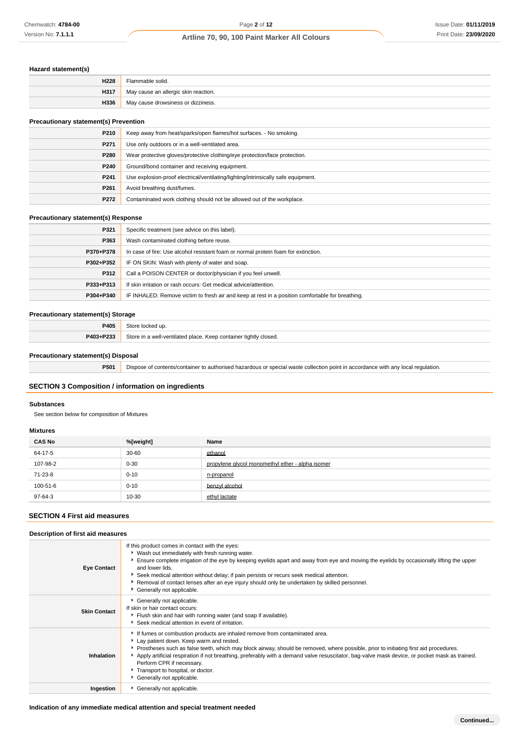### Hazard statement(s)

| | |
|---|---|
| H228 | Flammable solid. |
| H317 | May cause an allergic skin reaction. |
| H336 | May cause drowsiness or dizziness. |

### Precautionary statement(s) Prevention

| | |
|---|---|
| P210 | Keep away from heat/sparks/open flames/hot surfaces. - No smoking. |
| P271 | Use only outdoors or in a well-ventilated area. |
| P280 | Wear protective gloves/protective clothing/eye protection/face protection. |
| P240 | Ground/bond container and receiving equipment. |
| P241 | Use explosion-proof electrical/ventilating/lighting/intrinsically safe equipment. |
| P261 | Avoid breathing dust/fumes. |
| P272 | Contaminated work clothing should not be allowed out of the workplace. |

### Precautionary statement(s) Response

| | |
|---|---|
| P321 | Specific treatment (see advice on this label). |
| P363 | Wash contaminated clothing before reuse. |
| P370+P378 | In case of fire: Use alcohol resistant foam or normal protein foam for extinction. |
| P302+P352 | IF ON SKIN: Wash with plenty of water and soap. |
| P312 | Call a POISON CENTER or doctor/physician if you feel unwell. |
| P333+P313 | If skin irritation or rash occurs: Get medical advice/attention. |
| P304+P340 | IF INHALED: Remove victim to fresh air and keep at rest in a position comfortable for breathing. |

### Precautionary statement(s) Storage

| | |
|---|---|
| P405 | Store locked up. |
| P403+P233 | Store in a well-ventilated place. Keep container tightly closed. |

### Precautionary statement(s) Disposal

| | |
|---|---|
| P501 | Dispose of contents/container to authorised hazardous or special waste collection point in accordance with any local regulation. |

## SECTION 3 Composition / information on ingredients

### Substances

See section below for composition of Mixtures

### Mixtures

| CAS No | %[weight] | Name |
|---|---|---|
| 64-17-5 | 30-60 | ethanol |
| 107-98-2 | 0-30 | propylene glycol monomethyl ether - alpha isomer |
| 71-23-8 | 0-10 | n-propanol |
| 100-51-6 | 0-10 | benzyl alcohol |
| 97-64-3 | 10-30 | ethyl lactate |

## SECTION 4 First aid measures

### Description of first aid measures

| | |
|---|---|
| **Eye Contact** | If this product comes in contact with the eyes:<br>▸ Wash out immediately with fresh running water.<br>▸ Ensure complete irrigation of the eye by keeping eyelids apart and away from eye and moving the eyelids by occasionally lifting the upper and lower lids.<br>▸ Seek medical attention without delay; if pain persists or recurs seek medical attention.<br>▸ Removal of contact lenses after an eye injury should only be undertaken by skilled personnel.<br>▸ Generally not applicable. |
| **Skin Contact** | ▸ Generally not applicable.<br>If skin or hair contact occurs:<br>▸ Flush skin and hair with running water (and soap if available).<br>▸ Seek medical attention in event of irritation. |
| **Inhalation** | ▸ If fumes or combustion products are inhaled remove from contaminated area.<br>▸ Lay patient down. Keep warm and rested.<br>▸ Prostheses such as false teeth, which may block airway, should be removed, where possible, prior to initiating first aid procedures.<br>▸ Apply artificial respiration if not breathing, preferably with a demand valve resuscitator, bag-valve mask device, or pocket mask as trained. Perform CPR if necessary.<br>▸ Transport to hospital, or doctor.<br>▸ Generally not applicable. |
| **Ingestion** | ▸ Generally not applicable. |

### Indication of any immediate medical attention and special treatment needed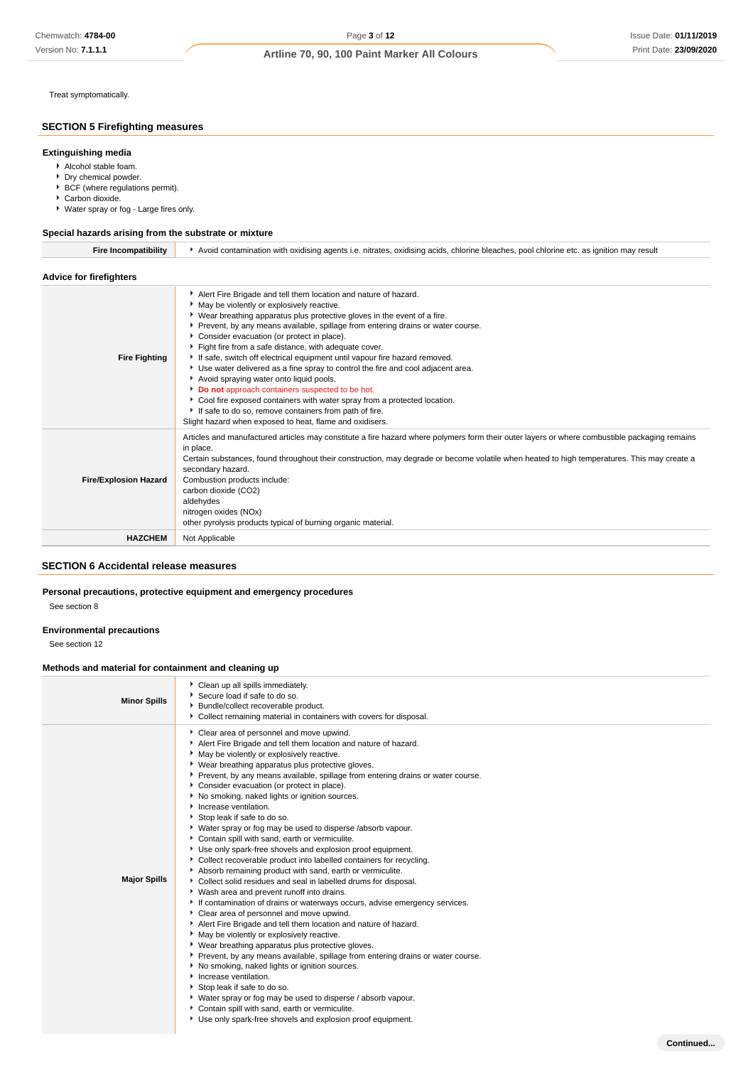Treat symptomatically.

## SECTION 5 Firefighting measures

### Extinguishing media

- Alcohol stable foam.
- Dry chemical powder.
- BCF (where regulations permit).
- Carbon dioxide.
- Water spray or fog - Large fires only.

### Special hazards arising from the substrate or mixture

| | |
|---|---|
| **Fire Incompatibility** | Avoid contamination with oxidising agents i.e. nitrates, oxidising acids, chlorine bleaches, pool chlorine etc. as ignition may result |

### Advice for firefighters

| | |
|---|---|
| **Fire Fighting** | - Alert Fire Brigade and tell them location and nature of hazard.<br>- May be violently or explosively reactive.<br>- Wear breathing apparatus plus protective gloves in the event of a fire.<br>- Prevent, by any means available, spillage from entering drains or water course.<br>- Consider evacuation (or protect in place).<br>- Fight fire from a safe distance, with adequate cover.<br>- If safe, switch off electrical equipment until vapour fire hazard removed.<br>- Use water delivered as a fine spray to control the fire and cool adjacent area.<br>- Avoid spraying water onto liquid pools.<br>- **Do not** approach containers suspected to be hot.<br>- Cool fire exposed containers with water spray from a protected location.<br>- If safe to do so, remove containers from path of fire.<br>Slight hazard when exposed to heat, flame and oxidisers. |
| **Fire/Explosion Hazard** | Articles and manufactured articles may constitute a fire hazard where polymers form their outer layers or where combustible packaging remains in place.<br>Certain substances, found throughout their construction, may degrade or become volatile when heated to high temperatures. This may create a secondary hazard.<br>Combustion products include:<br>carbon dioxide ($CO_2$)<br>aldehydes<br>nitrogen oxides (NOx)<br>other pyrolysis products typical of burning organic material. |
| **HAZCHEM** | Not Applicable |

## SECTION 6 Accidental release measures

### Personal precautions, protective equipment and emergency procedures

See section 8

### Environmental precautions

See section 12

### Methods and material for containment and cleaning up

| | |
|---|---|
| **Minor Spills** | - Clean up all spills immediately.<br>- Secure load if safe to do so.<br>- Bundle/collect recoverable product.<br>- Collect remaining material in containers with covers for disposal. |
| **Major Spills** | - Clear area of personnel and move upwind.<br>- Alert Fire Brigade and tell them location and nature of hazard.<br>- May be violently or explosively reactive.<br>- Wear breathing apparatus plus protective gloves.<br>- Prevent, by any means available, spillage from entering drains or water course.<br>- Consider evacuation (or protect in place).<br>- No smoking, naked lights or ignition sources.<br>- Increase ventilation.<br>- Stop leak if safe to do so.<br>- Water spray or fog may be used to disperse /absorb vapour.<br>- Contain spill with sand, earth or vermiculite.<br>- Use only spark-free shovels and explosion proof equipment.<br>- Collect recoverable product into labelled containers for recycling.<br>- Absorb remaining product with sand, earth or vermiculite.<br>- Collect solid residues and seal in labelled drums for disposal.<br>- Wash area and prevent runoff into drains.<br>- If contamination of drains or waterways occurs, advise emergency services.<br>- Clear area of personnel and move upwind.<br>- Alert Fire Brigade and tell them location and nature of hazard.<br>- May be violently or explosively reactive.<br>- Wear breathing apparatus plus protective gloves.<br>- Prevent, by any means available, spillage from entering drains or water course.<br>- No smoking, naked lights or ignition sources.<br>- Increase ventilation.<br>- Stop leak if safe to do so.<br>- Water spray or fog may be used to disperse / absorb vapour.<br>- Contain spill with sand, earth or vermiculite.<br>- Use only spark-free shovels and explosion proof equipment. |

**Continued...**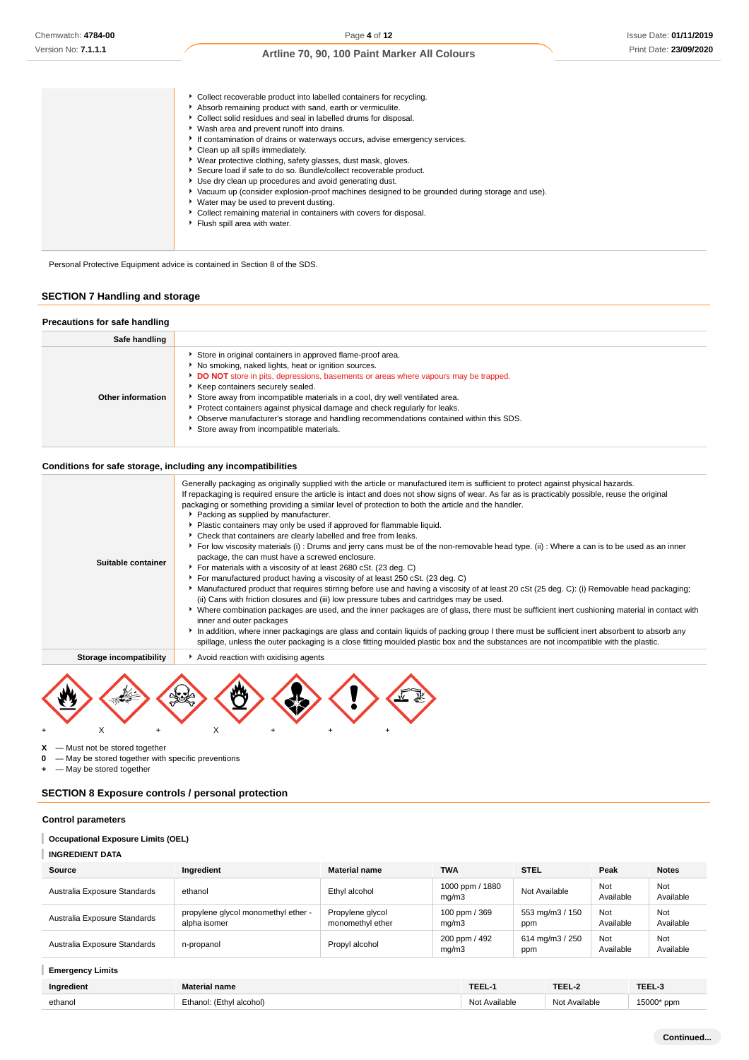| | |
|---|---|
| | - Collect recoverable product into labelled containers for recycling.<br>- Absorb remaining product with sand, earth or vermiculite.<br>- Collect solid residues and seal in labelled drums for disposal.<br>- Wash area and prevent runoff into drains.<br>- If contamination of drains or waterways occurs, advise emergency services.<br>- Clean up all spills immediately.<br>- Wear protective clothing, safety glasses, dust mask, gloves.<br>- Secure load if safe to do so. Bundle/collect recoverable product.<br>- Use dry clean up procedures and avoid generating dust.<br>- Vacuum up (consider explosion-proof machines designed to be grounded during storage and use).<br>- Water may be used to prevent dusting.<br>- Collect remaining material in containers with covers for disposal.<br>- Flush spill area with water. |

Personal Protective Equipment advice is contained in Section 8 of the SDS.

## SECTION 7 Handling and storage

### Precautions for safe handling

| | |
|---|---|
| **Safe handling** | |
| **Other information** | - Store in original containers in approved flame-proof area.<br>- No smoking, naked lights, heat or ignition sources.<br>- **DO NOT** store in pits, depressions, basements or areas where vapours may be trapped.<br>- Keep containers securely sealed.<br>- Store away from incompatible materials in a cool, dry well ventilated area.<br>- Protect containers against physical damage and check regularly for leaks.<br>- Observe manufacturer's storage and handling recommendations contained within this SDS.<br>- Store away from incompatible materials. |

### Conditions for safe storage, including any incompatibilities

| | |
|---|---|
| **Suitable container** | Generally packaging as originally supplied with the article or manufactured item is sufficient to protect against physical hazards.<br>If repackaging is required ensure the article is intact and does not show signs of wear. As far as is practicably possible, reuse the original packaging or something providing a similar level of protection to both the article and the handler.<br>- Packing as supplied by manufacturer.<br>- Plastic containers may only be used if approved for flammable liquid.<br>- Check that containers are clearly labelled and free from leaks.<br>- For low viscosity materials (i) : Drums and jerry cans must be of the non-removable head type. (ii) : Where a can is to be used as an inner package, the can must have a screwed enclosure.<br>- For materials with a viscosity of at least 2680 cSt. (23 deg. C)<br>- For manufactured product having a viscosity of at least 250 cSt. (23 deg. C)<br>- Manufactured product that requires stirring before use and having a viscosity of at least 20 cSt (25 deg. C): (i) Removable head packaging; (ii) Cans with friction closures and (iii) low pressure tubes and cartridges may be used.<br>- Where combination packages are used, and the inner packages are of glass, there must be sufficient inert cushioning material in contact with inner and outer packages<br>- In addition, where inner packagings are glass and contain liquids of packing group I there must be sufficient inert absorbent to absorb any spillage, unless the outer packaging is a close fitting moulded plastic box and the substances are not incompatible with the plastic. |
| **Storage incompatibility** | - Avoid reaction with oxidising agents |

+ X + X + + +

**X** — Must not be stored together
**0** — May be stored together with specific preventions
**+** — May be stored together

## SECTION 8 Exposure controls / personal protection

### Control parameters

**Occupational Exposure Limits (OEL)**

**INGREDIENT DATA**

| Source | Ingredient | Material name | TWA | STEL | Peak | Notes |
|---|---|---|---|---|---|---|
| Australia Exposure Standards | ethanol | Ethyl alcohol | 1000 ppm / 1880 mg/m3 | Not Available | Not Available | Not Available |
| Australia Exposure Standards | propylene glycol monomethyl ether - alpha isomer | Propylene glycol monomethyl ether | 100 ppm / 369 mg/m3 | 553 mg/m3 / 150 ppm | Not Available | Not Available |
| Australia Exposure Standards | n-propanol | Propyl alcohol | 200 ppm / 492 mg/m3 | 614 mg/m3 / 250 ppm | Not Available | Not Available |

**Emergency Limits**

| Ingredient | Material name | TEEL-1 | TEEL-2 | TEEL-3 |
|---|---|---|---|---|
| ethanol | Ethanol: (Ethyl alcohol) | Not Available | Not Available | 15000* ppm |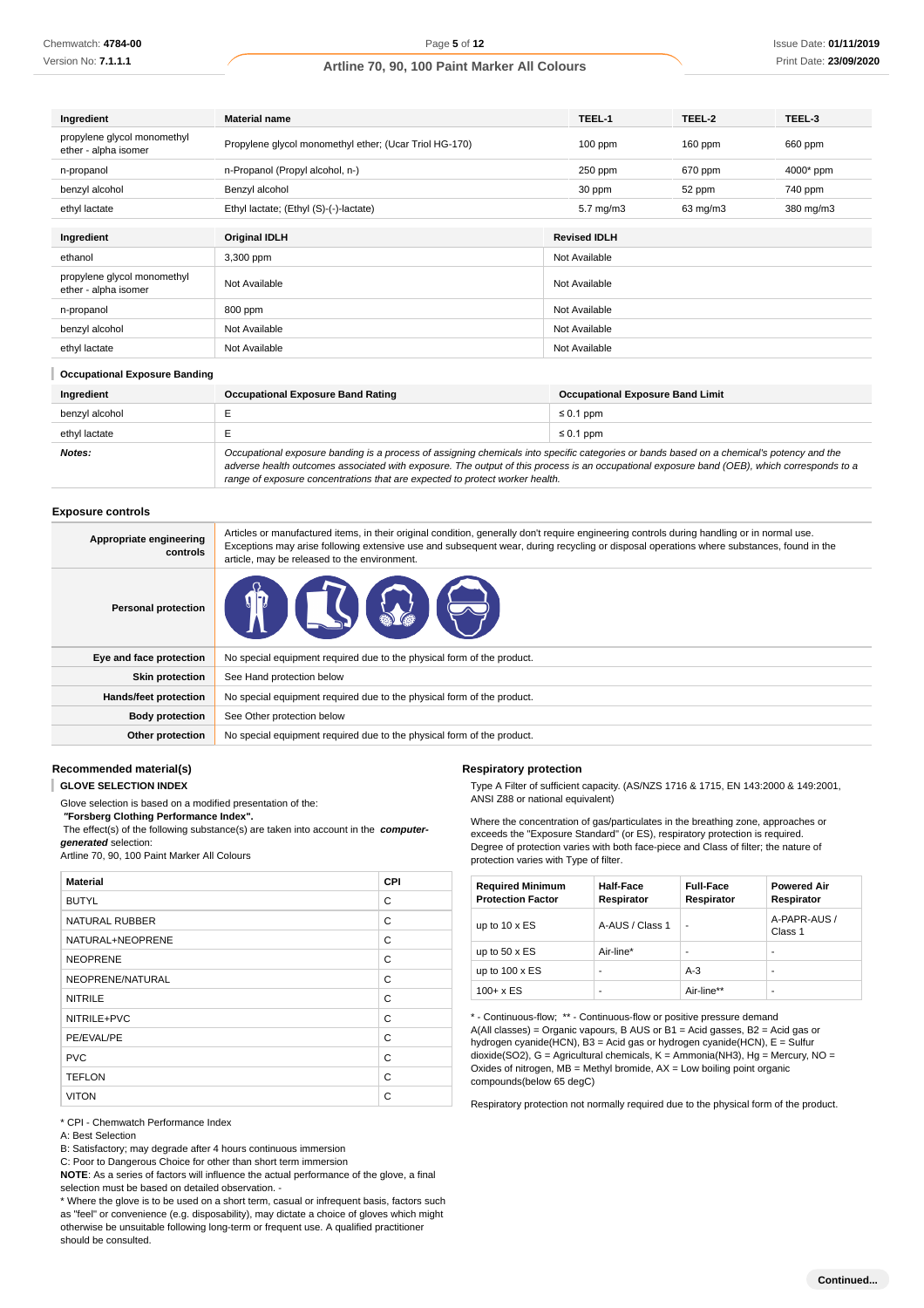| Ingredient | Material name | TEEL-1 | TEEL-2 | TEEL-3 |
|---|---|---|---|---|
| propylene glycol monomethyl ether - alpha isomer | Propylene glycol monomethyl ether; (Ucar Triol HG-170) | 100 ppm | 160 ppm | 660 ppm |
| n-propanol | n-Propanol (Propyl alcohol, n-) | 250 ppm | 670 ppm | 4000* ppm |
| benzyl alcohol | Benzyl alcohol | 30 ppm | 52 ppm | 740 ppm |
| ethyl lactate | Ethyl lactate; (Ethyl (S)-(-)-lactate) | 5.7 mg/m3 | 63 mg/m3 | 380 mg/m3 |

| Ingredient | Original IDLH | Revised IDLH |
|---|---|---|
| ethanol | 3,300 ppm | Not Available |
| propylene glycol monomethyl ether - alpha isomer | Not Available | Not Available |
| n-propanol | 800 ppm | Not Available |
| benzyl alcohol | Not Available | Not Available |
| ethyl lactate | Not Available | Not Available |

### Occupational Exposure Banding

| Ingredient | Occupational Exposure Band Rating | Occupational Exposure Band Limit |
|---|---|---|
| benzyl alcohol | E | ≤ 0.1 ppm |
| ethyl lactate | E | ≤ 0.1 ppm |
| ***Notes:*** | *Occupational exposure banding is a process of assigning chemicals into specific categories or bands based on a chemical's potency and the adverse health outcomes associated with exposure. The output of this process is an occupational exposure band (OEB), which corresponds to a range of exposure concentrations that are expected to protect worker health.* | |

## Exposure controls

| | |
|---|---|
| **Appropriate engineering controls** | Articles or manufactured items, in their original condition, generally don't require engineering controls during handling or in normal use. Exceptions may arise following extensive use and subsequent wear, during recycling or disposal operations where substances, found in the article, may be released to the environment. |
| **Personal protection** | |
| **Eye and face protection** | No special equipment required due to the physical form of the product. |
| **Skin protection** | See Hand protection below |
| **Hands/feet protection** | No special equipment required due to the physical form of the product. |
| **Body protection** | See Other protection below |
| **Other protection** | No special equipment required due to the physical form of the product. |

## Recommended material(s)

### GLOVE SELECTION INDEX

Glove selection is based on a modified presentation of the:
***"Forsberg Clothing Performance Index".***
The effect(s) of the following substance(s) are taken into account in the ***computer-generated*** selection:
Artline 70, 90, 100 Paint Marker All Colours

| Material | CPI |
|---|---|
| BUTYL | C |
| NATURAL RUBBER | C |
| NATURAL+NEOPRENE | C |
| NEOPRENE | C |
| NEOPRENE/NATURAL | C |
| NITRILE | C |
| NITRILE+PVC | C |
| PE/EVAL/PE | C |
| PVC | C |
| TEFLON | C |
| VITON | C |

\* CPI - Chemwatch Performance Index
A: Best Selection
B: Satisfactory; may degrade after 4 hours continuous immersion
C: Poor to Dangerous Choice for other than short term immersion
**NOTE**: As a series of factors will influence the actual performance of the glove, a final selection must be based on detailed observation. -
\* Where the glove is to be used on a short term, casual or infrequent basis, factors such as "feel" or convenience (e.g. disposability), may dictate a choice of gloves which might otherwise be unsuitable following long-term or frequent use. A qualified practitioner should be consulted.

## Respiratory protection

Type A Filter of sufficient capacity. (AS/NZS 1716 & 1715, EN 143:2000 & 149:2001, ANSI Z88 or national equivalent)

Where the concentration of gas/particulates in the breathing zone, approaches or exceeds the "Exposure Standard" (or ES), respiratory protection is required.
Degree of protection varies with both face-piece and Class of filter; the nature of protection varies with Type of filter.

| Required Minimum Protection Factor | Half-Face Respirator | Full-Face Respirator | Powered Air Respirator |
|---|---|---|---|
| up to 10 x ES | A-AUS / Class 1 | - | A-PAPR-AUS / Class 1 |
| up to 50 x ES | Air-line* | - | - |
| up to 100 x ES | - | A-3 | - |
| 100+ x ES | - | Air-line** | - |

\* - Continuous-flow; ** - Continuous-flow or positive pressure demand
A(All classes) = Organic vapours, B AUS or B1 = Acid gasses, B2 = Acid gas or hydrogen cyanide(HCN), B3 = Acid gas or hydrogen cyanide(HCN), E = Sulfur dioxide(SO2), G = Agricultural chemicals, K = Ammonia(NH3), Hg = Mercury, NO = Oxides of nitrogen, MB = Methyl bromide, AX = Low boiling point organic compounds(below 65 degC)

Respiratory protection not normally required due to the physical form of the product.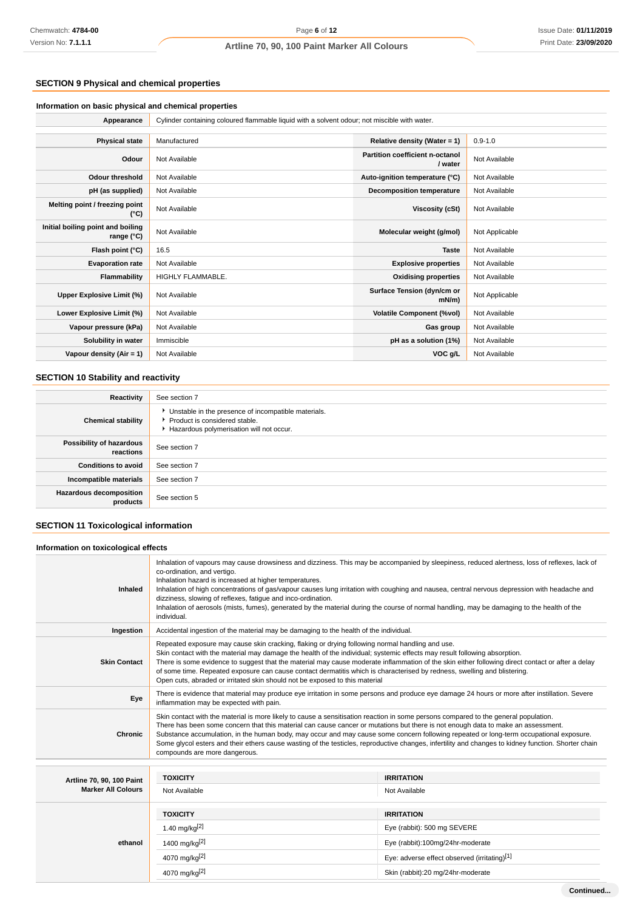## SECTION 9 Physical and chemical properties

### Information on basic physical and chemical properties

| | | | |
|---|---|---|---|
| **Appearance** | Cylinder containing coloured flammable liquid with a solvent odour; not miscible with water. | | |
| **Physical state** | Manufactured | **Relative density (Water = 1)** | 0.9-1.0 |
| **Odour** | Not Available | **Partition coefficient n-octanol / water** | Not Available |
| **Odour threshold** | Not Available | **Auto-ignition temperature (°C)** | Not Available |
| **pH (as supplied)** | Not Available | **Decomposition temperature** | Not Available |
| **Melting point / freezing point (°C)** | Not Available | **Viscosity (cSt)** | Not Available |
| **Initial boiling point and boiling range (°C)** | Not Available | **Molecular weight (g/mol)** | Not Applicable |
| **Flash point (°C)** | 16.5 | **Taste** | Not Available |
| **Evaporation rate** | Not Available | **Explosive properties** | Not Available |
| **Flammability** | HIGHLY FLAMMABLE. | **Oxidising properties** | Not Available |
| **Upper Explosive Limit (%)** | Not Available | **Surface Tension (dyn/cm or mN/m)** | Not Applicable |
| **Lower Explosive Limit (%)** | Not Available | **Volatile Component (%vol)** | Not Available |
| **Vapour pressure (kPa)** | Not Available | **Gas group** | Not Available |
| **Solubility in water** | Immiscible | **pH as a solution (1%)** | Not Available |
| **Vapour density (Air = 1)** | Not Available | **VOC g/L** | Not Available |

## SECTION 10 Stability and reactivity

| | |
|---|---|
| **Reactivity** | See section 7 |
| **Chemical stability** | Unstable in the presence of incompatible materials.<br>Product is considered stable.<br>Hazardous polymerisation will not occur. |
| **Possibility of hazardous reactions** | See section 7 |
| **Conditions to avoid** | See section 7 |
| **Incompatible materials** | See section 7 |
| **Hazardous decomposition products** | See section 5 |

## SECTION 11 Toxicological information

### Information on toxicological effects

| | |
|---|---|
| **Inhaled** | Inhalation of vapours may cause drowsiness and dizziness. This may be accompanied by sleepiness, reduced alertness, loss of reflexes, lack of co-ordination, and vertigo.<br>Inhalation hazard is increased at higher temperatures.<br>Inhalation of high concentrations of gas/vapour causes lung irritation with coughing and nausea, central nervous depression with headache and dizziness, slowing of reflexes, fatigue and inco-ordination.<br>Inhalation of aerosols (mists, fumes), generated by the material during the course of normal handling, may be damaging to the health of the individual. |
| **Ingestion** | Accidental ingestion of the material may be damaging to the health of the individual. |
| **Skin Contact** | Repeated exposure may cause skin cracking, flaking or drying following normal handling and use.<br>Skin contact with the material may damage the health of the individual; systemic effects may result following absorption.<br>There is some evidence to suggest that the material may cause moderate inflammation of the skin either following direct contact or after a delay of some time. Repeated exposure can cause contact dermatitis which is characterised by redness, swelling and blistering.<br>Open cuts, abraded or irritated skin should not be exposed to this material |
| **Eye** | There is evidence that material may produce eye irritation in some persons and produce eye damage 24 hours or more after instillation. Severe inflammation may be expected with pain. |
| **Chronic** | Skin contact with the material is more likely to cause a sensitisation reaction in some persons compared to the general population.<br>There has been some concern that this material can cause cancer or mutations but there is not enough data to make an assessment.<br>Substance accumulation, in the human body, may occur and may cause some concern following repeated or long-term occupational exposure.<br>Some glycol esters and their ethers cause wasting of the testicles, reproductive changes, infertility and changes to kidney function. Shorter chain compounds are more dangerous. |

| | TOXICITY | IRRITATION |
|---|---|---|
| **Artline 70, 90, 100 Paint Marker All Colours** | Not Available | Not Available |
| | **TOXICITY** | **IRRITATION** |
| **ethanol** | 1.40 mg/kg[2] | Eye (rabbit): 500 mg SEVERE |
| | 1400 mg/kg[2] | Eye (rabbit):100mg/24hr-moderate |
| | 4070 mg/kg[2] | Eye: adverse effect observed (irritating)[1] |
| | 4070 mg/kg[2] | Skin (rabbit):20 mg/24hr-moderate |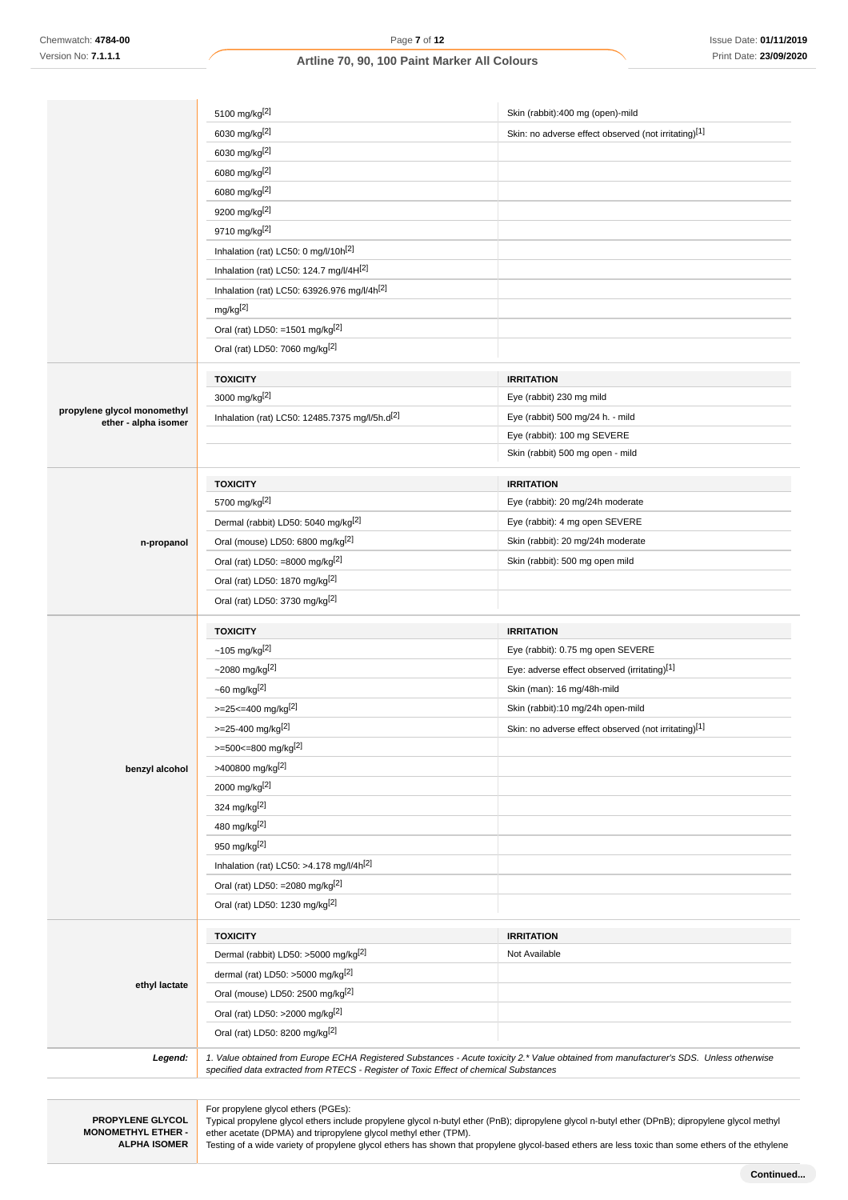| | | |
|---|---|---|
| | 5100 mg/kg[2] | Skin (rabbit):400 mg (open)-mild |
| | 6030 mg/kg[2] | Skin: no adverse effect observed (not irritating)[1] |
| | 6030 mg/kg[2] | |
| | 6080 mg/kg[2] | |
| | 6080 mg/kg[2] | |
| | 9200 mg/kg[2] | |
| | 9710 mg/kg[2] | |
| | Inhalation (rat) LC50: 0 mg/l/10h[2] | |
| | Inhalation (rat) LC50: 124.7 mg/l/4H[2] | |
| | Inhalation (rat) LC50: 63926.976 mg/l/4h[2] | |
| | mg/kg[2] | |
| | Oral (rat) LD50: =1501 mg/kg[2] | |
| | Oral (rat) LD50: 7060 mg/kg[2] | |
| **propylene glycol monomethyl ether - alpha isomer** | **TOXICITY** | **IRRITATION** |
| | 3000 mg/kg[2] | Eye (rabbit) 230 mg mild |
| | Inhalation (rat) LC50: 12485.7375 mg/l/5h.d[2] | Eye (rabbit) 500 mg/24 h. - mild |
| | | Eye (rabbit): 100 mg SEVERE |
| | | Skin (rabbit) 500 mg open - mild |
| **n-propanol** | **TOXICITY** | **IRRITATION** |
| | 5700 mg/kg[2] | Eye (rabbit): 20 mg/24h moderate |
| | Dermal (rabbit) LD50: 5040 mg/kg[2] | Eye (rabbit): 4 mg open SEVERE |
| | Oral (mouse) LD50: 6800 mg/kg[2] | Skin (rabbit): 20 mg/24h moderate |
| | Oral (rat) LD50: =8000 mg/kg[2] | Skin (rabbit): 500 mg open mild |
| | Oral (rat) LD50: 1870 mg/kg[2] | |
| | Oral (rat) LD50: 3730 mg/kg[2] | |
| **benzyl alcohol** | **TOXICITY** | **IRRITATION** |
| | ~105 mg/kg[2] | Eye (rabbit): 0.75 mg open SEVERE |
| | ~2080 mg/kg[2] | Eye: adverse effect observed (irritating)[1] |
| | ~60 mg/kg[2] | Skin (man): 16 mg/48h-mild |
| | >=25<=400 mg/kg[2] | Skin (rabbit):10 mg/24h open-mild |
| | >=25-400 mg/kg[2] | Skin: no adverse effect observed (not irritating)[1] |
| | >=500<=800 mg/kg[2] | |
| | >400800 mg/kg[2] | |
| | 2000 mg/kg[2] | |
| | 324 mg/kg[2] | |
| | 480 mg/kg[2] | |
| | 950 mg/kg[2] | |
| | Inhalation (rat) LC50: >4.178 mg/l/4h[2] | |
| | Oral (rat) LD50: =2080 mg/kg[2] | |
| | Oral (rat) LD50: 1230 mg/kg[2] | |
| **ethyl lactate** | **TOXICITY** | **IRRITATION** |
| | Dermal (rabbit) LD50: >5000 mg/kg[2] | Not Available |
| | dermal (rat) LD50: >5000 mg/kg[2] | |
| | Oral (mouse) LD50: 2500 mg/kg[2] | |
| | Oral (rat) LD50: >2000 mg/kg[2] | |
| | Oral (rat) LD50: 8200 mg/kg[2] | |
| ***Legend:*** | *1. Value obtained from Europe ECHA Registered Substances - Acute toxicity 2.\* Value obtained from manufacturer's SDS. Unless otherwise specified data extracted from RTECS - Register of Toxic Effect of chemical Substances* | |

| | |
|---|---|
| **PROPYLENE GLYCOL MONOMETHYL ETHER - ALPHA ISOMER** | For propylene glycol ethers (PGEs): Typical propylene glycol ethers include propylene glycol n-butyl ether (PnB); dipropylene glycol n-butyl ether (DPnB); dipropylene glycol methyl ether acetate (DPMA) and tripropylene glycol methyl ether (TPM). Testing of a wide variety of propylene glycol ethers has shown that propylene glycol-based ethers are less toxic than some ethers of the ethylene |

**Continued...**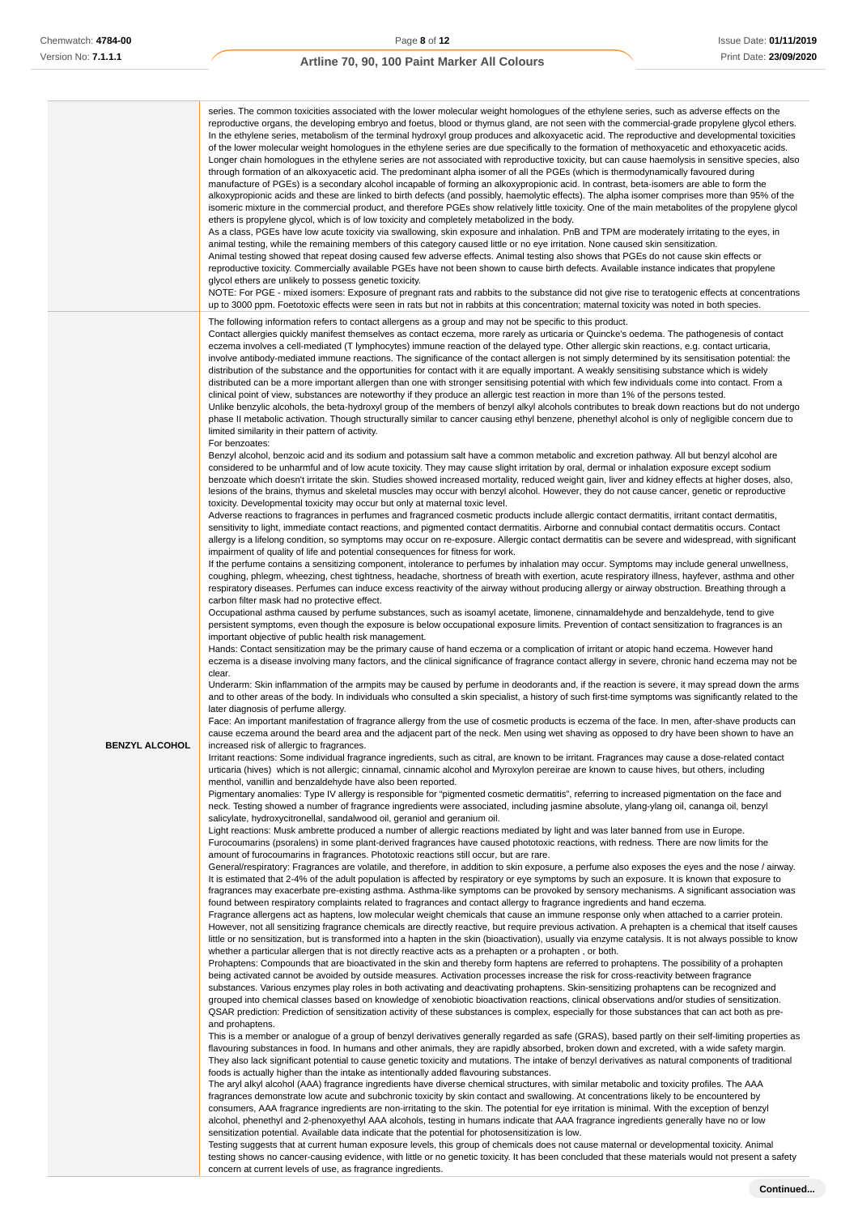| | |
|---|---|
| | series. The common toxicities associated with the lower molecular weight homologues of the ethylene series, such as adverse effects on the reproductive organs, the developing embryo and foetus, blood or thymus gland, are not seen with the commercial-grade propylene glycol ethers. In the ethylene series, metabolism of the terminal hydroxyl group produces and alkoxyacetic acid. The reproductive and developmental toxicities of the lower molecular weight homologues in the ethylene series are due specifically to the formation of methoxyacetic and ethoxyacetic acids. Longer chain homologues in the ethylene series are not associated with reproductive toxicity, but can cause haemolysis in sensitive species, also through formation of an alkoxyacetic acid. The predominant alpha isomer of all the PGEs (which is thermodynamically favoured during manufacture of PGEs) is a secondary alcohol incapable of forming an alkoxypropionic acid. In contrast, beta-isomers are able to form the alkoxypropionic acids and these are linked to birth defects (and possibly, haemolytic effects). The alpha isomer comprises more than 95% of the isomeric mixture in the commercial product, and therefore PGEs show relatively little toxicity. One of the main metabolites of the propylene glycol ethers is propylene glycol, which is of low toxicity and completely metabolized in the body.<br>As a class, PGEs have low acute toxicity via swallowing, skin exposure and inhalation. PnB and TPM are moderately irritating to the eyes, in animal testing, while the remaining members of this category caused little or no eye irritation. None caused skin sensitization.<br>Animal testing showed that repeat dosing caused few adverse effects. Animal testing also shows that PGEs do not cause skin effects or reproductive toxicity. Commercially available PGEs have not been shown to cause birth defects. Available instance indicates that propylene glycol ethers are unlikely to possess genetic toxicity.<br>NOTE: For PGE - mixed isomers: Exposure of pregnant rats and rabbits to the substance did not give rise to teratogenic effects at concentrations up to 3000 ppm. Foetotoxic effects were seen in rats but not in rabbits at this concentration; maternal toxicity was noted in both species. |
| **BENZYL ALCOHOL** | The following information refers to contact allergens as a group and may not be specific to this product.<br>Contact allergies quickly manifest themselves as contact eczema, more rarely as urticaria or Quincke's oedema. The pathogenesis of contact eczema involves a cell-mediated (T lymphocytes) immune reaction of the delayed type. Other allergic skin reactions, e.g. contact urticaria, involve antibody-mediated immune reactions. The significance of the contact allergen is not simply determined by its sensitisation potential: the distribution of the substance and the opportunities for contact with it are equally important. A weakly sensitising substance which is widely distributed can be a more important allergen than one with stronger sensitising potential with which few individuals come into contact. From a clinical point of view, substances are noteworthy if they produce an allergic test reaction in more than 1% of the persons tested.<br>Unlike benzylic alcohols, the beta-hydroxyl group of the members of benzyl alkyl alcohols contributes to break down reactions but do not undergo phase II metabolic activation. Though structurally similar to cancer causing ethyl benzene, phenethyl alcohol is only of negligible concern due to limited similarity in their pattern of activity.<br>For benzoates:<br>Benzyl alcohol, benzoic acid and its sodium and potassium salt have a common metabolic and excretion pathway. All but benzyl alcohol are considered to be unharmful and of low acute toxicity. They may cause slight irritation by oral, dermal or inhalation exposure except sodium benzoate which doesn't irritate the skin. Studies showed increased mortality, reduced weight gain, liver and kidney effects at higher doses, also, lesions of the brains, thymus and skeletal muscles may occur with benzyl alcohol. However, they do not cause cancer, genetic or reproductive toxicity. Developmental toxicity may occur but only at maternal toxic level.<br>Adverse reactions to fragrances in perfumes and fragranced cosmetic products include allergic contact dermatitis, irritant contact dermatitis, sensitivity to light, immediate contact reactions, and pigmented contact dermatitis. Airborne and connubial contact dermatitis occurs. Contact allergy is a lifelong condition, so symptoms may occur on re-exposure. Allergic contact dermatitis can be severe and widespread, with significant impairment of quality of life and potential consequences for fitness for work.<br>If the perfume contains a sensitizing component, intolerance to perfumes by inhalation may occur. Symptoms may include general unwellness, coughing, phlegm, wheezing, chest tightness, headache, shortness of breath with exertion, acute respiratory illness, hayfever, asthma and other respiratory diseases. Perfumes can induce excess reactivity of the airway without producing allergy or airway obstruction. Breathing through a carbon filter mask had no protective effect.<br>Occupational asthma caused by perfume substances, such as isoamyl acetate, limonene, cinnamaldehyde and benzaldehyde, tend to give persistent symptoms, even though the exposure is below occupational exposure limits. Prevention of contact sensitization to fragrances is an important objective of public health risk management.<br>Hands: Contact sensitization may be the primary cause of hand eczema or a complication of irritant or atopic hand eczema. However hand eczema is a disease involving many factors, and the clinical significance of fragrance contact allergy in severe, chronic hand eczema may not be clear.<br>Underarm: Skin inflammation of the armpits may be caused by perfume in deodorants and, if the reaction is severe, it may spread down the arms and to other areas of the body. In individuals who consulted a skin specialist, a history of such first-time symptoms was significantly related to the later diagnosis of perfume allergy.<br>Face: An important manifestation of fragrance allergy from the use of cosmetic products is eczema of the face. In men, after-shave products can cause eczema around the beard area and the adjacent part of the neck. Men using wet shaving as opposed to dry have been shown to have an increased risk of allergic to fragrances.<br>Irritant reactions: Some individual fragrance ingredients, such as citral, are known to be irritant. Fragrances may cause a dose-related contact urticaria (hives) which is not allergic; cinnamal, cinnamic alcohol and Myroxylon pereirae are known to cause hives, but others, including menthol, vanillin and benzaldehyde have also been reported.<br>Pigmentary anomalies: Type IV allergy is responsible for "pigmented cosmetic dermatitis", referring to increased pigmentation on the face and neck. Testing showed a number of fragrance ingredients were associated, including jasmine absolute, ylang-ylang oil, cananga oil, benzyl salicylate, hydroxycitronellal, sandalwood oil, geraniol and geranium oil.<br>Light reactions: Musk ambrette produced a number of allergic reactions mediated by light and was later banned from use in Europe. Furocoumarins (psoralens) in some plant-derived fragrances have caused phototoxic reactions, with redness. There are now limits for the amount of furocoumarins in fragrances. Phototoxic reactions still occur, but are rare.<br>General/respiratory: Fragrances are volatile, and therefore, in addition to skin exposure, a perfume also exposes the eyes and the nose / airway. It is estimated that 2-4% of the adult population is affected by respiratory or eye symptoms by such an exposure. It is known that exposure to fragrances may exacerbate pre-existing asthma. Asthma-like symptoms can be provoked by sensory mechanisms. A significant association was found between respiratory complaints related to fragrances and contact allergy to fragrance ingredients and hand eczema.<br>Fragrance allergens act as haptens, low molecular weight chemicals that cause an immune response only when attached to a carrier protein. However, not all sensitizing fragrance chemicals are directly reactive, but require previous activation. A prehapten is a chemical that itself causes little or no sensitization, but is transformed into a hapten in the skin (bioactivation), usually via enzyme catalysis. It is not always possible to know whether a particular allergen that is not directly reactive acts as a prehapten or a prohapten , or both.<br>Prohaptens: Compounds that are bioactivated in the skin and thereby form haptens are referred to prohaptens. The possibility of a prohapten being activated cannot be avoided by outside measures. Activation processes increase the risk for cross-reactivity between fragrance substances. Various enzymes play roles in both activating and deactivating prohaptens. Skin-sensitizing prohaptens can be recognized and grouped into chemical classes based on knowledge of xenobiotic bioactivation reactions, clinical observations and/or studies of sensitization. QSAR prediction: Prediction of sensitization activity of these substances is complex, especially for those substances that can act both as pre- and prohaptens.<br>This is a member or analogue of a group of benzyl derivatives generally regarded as safe (GRAS), based partly on their self-limiting properties as flavouring substances in food. In humans and other animals, they are rapidly absorbed, broken down and excreted, with a wide safety margin. They also lack significant potential to cause genetic toxicity and mutations. The intake of benzyl derivatives as natural components of traditional foods is actually higher than the intake as intentionally added flavouring substances.<br>The aryl alkyl alcohol (AAA) fragrance ingredients have diverse chemical structures, with similar metabolic and toxicity profiles. The AAA fragrances demonstrate low acute and subchronic toxicity by skin contact and swallowing. At concentrations likely to be encountered by consumers, AAA fragrance ingredients are non-irritating to the skin. The potential for eye irritation is minimal. With the exception of benzyl alcohol, phenethyl and 2-phenoxyethyl AAA alcohols, testing in humans indicate that AAA fragrance ingredients generally have no or low sensitization potential. Available data indicate that the potential for photosensitization is low.<br>Testing suggests that at current human exposure levels, this group of chemicals does not cause maternal or developmental toxicity. Animal testing shows no cancer-causing evidence, with little or no genetic toxicity. It has been concluded that these materials would not present a safety concern at current levels of use, as fragrance ingredients. |

Continued...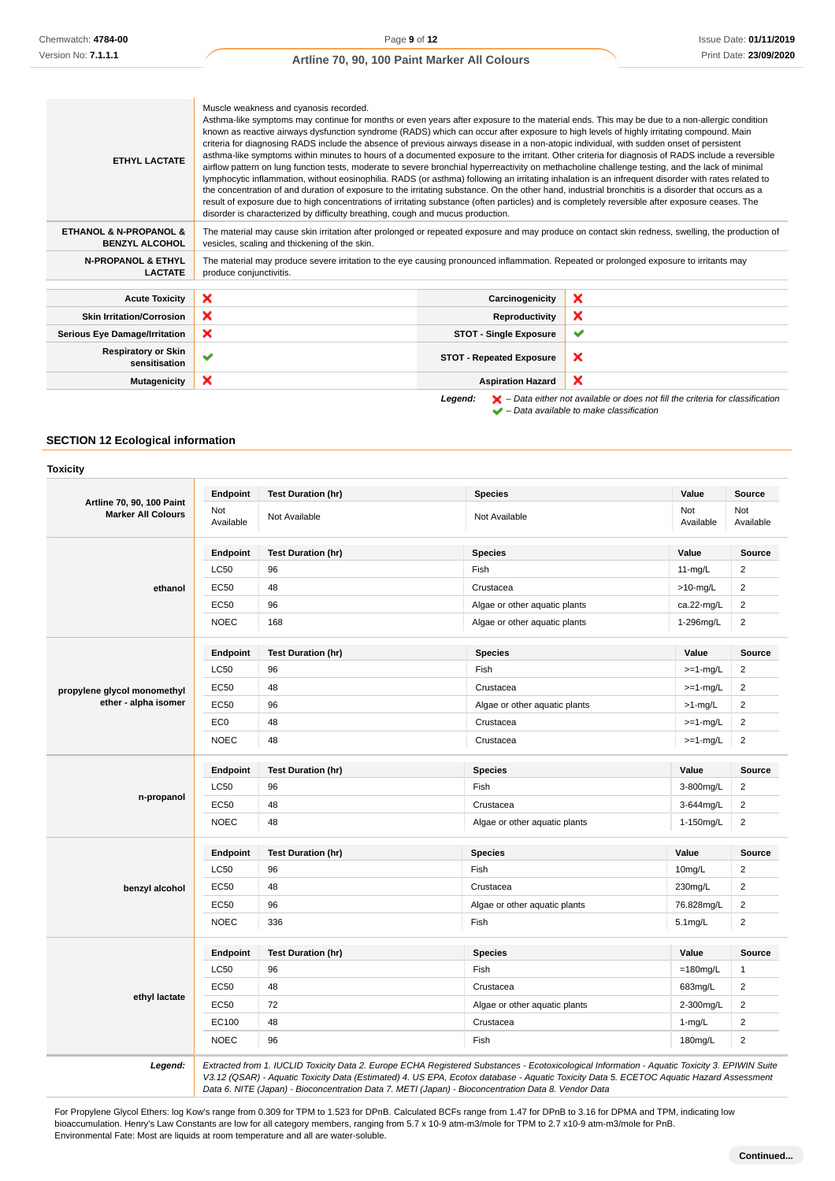| | |
|---|---|
| **ETHYL LACTATE** | Muscle weakness and cyanosis recorded.<br>Asthma-like symptoms may continue for months or even years after exposure to the material ends. This may be due to a non-allergic condition known as reactive airways dysfunction syndrome (RADS) which can occur after exposure to high levels of highly irritating compound. Main criteria for diagnosing RADS include the absence of previous airways disease in a non-atopic individual, with sudden onset of persistent asthma-like symptoms within minutes to hours of a documented exposure to the irritant. Other criteria for diagnosis of RADS include a reversible airflow pattern on lung function tests, moderate to severe bronchial hyperreactivity on methacholine challenge testing, and the lack of minimal lymphocytic inflammation, without eosinophilia. RADS (or asthma) following an irritating inhalation is an infrequent disorder with rates related to the concentration of and duration of exposure to the irritating substance. On the other hand, industrial bronchitis is a disorder that occurs as a result of exposure due to high concentrations of irritating substance (often particles) and is completely reversible after exposure ceases. The disorder is characterized by difficulty breathing, cough and mucus production. |
| **ETHANOL & N-PROPANOL & BENZYL ALCOHOL** | The material may cause skin irritation after prolonged or repeated exposure and may produce on contact skin redness, swelling, the production of vesicles, scaling and thickening of the skin. |
| **N-PROPANOL & ETHYL LACTATE** | The material may produce severe irritation to the eye causing pronounced inflammation. Repeated or prolonged exposure to irritants may produce conjunctivitis. |

| | | | |
|---|---|---|---|
| **Acute Toxicity** | ✘ | **Carcinogenicity** | ✘ |
| **Skin Irritation/Corrosion** | ✘ | **Reproductivity** | ✘ |
| **Serious Eye Damage/Irritation** | ✘ | **STOT - Single Exposure** | ✔ |
| **Respiratory or Skin sensitisation** | ✔ | **STOT - Repeated Exposure** | ✘ |
| **Mutagenicity** | ✘ | **Aspiration Hazard** | ✘ |

***Legend:*** ✘ *– Data either not available or does not fill the criteria for classification*
✔ *– Data available to make classification*

## SECTION 12 Ecological information

### Toxicity

| | Endpoint | Test Duration (hr) | Species | Value | Source |
|---|---|---|---|---|---|
| **Artline 70, 90, 100 Paint Marker All Colours** | Not Available | Not Available | Not Available | Not Available | Not Available |
| **ethanol** | **Endpoint** | **Test Duration (hr)** | **Species** | **Value** | **Source** |
| | LC50 | 96 | Fish | 11-mg/L | 2 |
| | EC50 | 48 | Crustacea | >10-mg/L | 2 |
| | EC50 | 96 | Algae or other aquatic plants | ca.22-mg/L | 2 |
| | NOEC | 168 | Algae or other aquatic plants | 1-296mg/L | 2 |
| **propylene glycol monomethyl ether - alpha isomer** | **Endpoint** | **Test Duration (hr)** | **Species** | **Value** | **Source** |
| | LC50 | 96 | Fish | >=1-mg/L | 2 |
| | EC50 | 48 | Crustacea | >=1-mg/L | 2 |
| | EC50 | 96 | Algae or other aquatic plants | >1-mg/L | 2 |
| | EC0 | 48 | Crustacea | >=1-mg/L | 2 |
| | NOEC | 48 | Crustacea | >=1-mg/L | 2 |
| **n-propanol** | **Endpoint** | **Test Duration (hr)** | **Species** | **Value** | **Source** |
| | LC50 | 96 | Fish | 3-800mg/L | 2 |
| | EC50 | 48 | Crustacea | 3-644mg/L | 2 |
| | NOEC | 48 | Algae or other aquatic plants | 1-150mg/L | 2 |
| **benzyl alcohol** | **Endpoint** | **Test Duration (hr)** | **Species** | **Value** | **Source** |
| | LC50 | 96 | Fish | 10mg/L | 2 |
| | EC50 | 48 | Crustacea | 230mg/L | 2 |
| | EC50 | 96 | Algae or other aquatic plants | 76.828mg/L | 2 |
| | NOEC | 336 | Fish | 5.1mg/L | 2 |
| **ethyl lactate** | **Endpoint** | **Test Duration (hr)** | **Species** | **Value** | **Source** |
| | LC50 | 96 | Fish | =180mg/L | 1 |
| | EC50 | 48 | Crustacea | 683mg/L | 2 |
| | EC50 | 72 | Algae or other aquatic plants | 2-300mg/L | 2 |
| | EC100 | 48 | Crustacea | 1-mg/L | 2 |
| | NOEC | 96 | Fish | 180mg/L | 2 |
| ***Legend:*** | *Extracted from 1. IUCLID Toxicity Data 2. Europe ECHA Registered Substances - Ecotoxicological Information - Aquatic Toxicity 3. EPIWIN Suite V3.12 (QSAR) - Aquatic Toxicity Data (Estimated) 4. US EPA, Ecotox database - Aquatic Toxicity Data 5. ECETOC Aquatic Hazard Assessment Data 6. NITE (Japan) - Bioconcentration Data 7. METI (Japan) - Bioconcentration Data 8. Vendor Data* | | | | |

For Propylene Glycol Ethers: log Kow's range from 0.309 for TPM to 1.523 for DPnB. Calculated BCFs range from 1.47 for DPnB to 3.16 for DPMA and TPM, indicating low bioaccumulation. Henry's Law Constants are low for all category members, ranging from 5.7 x 10-9 atm-m3/mole for TPM to 2.7 x10-9 atm-m3/mole for PnB.
Environmental Fate: Most are liquids at room temperature and all are water-soluble.

**Continued...**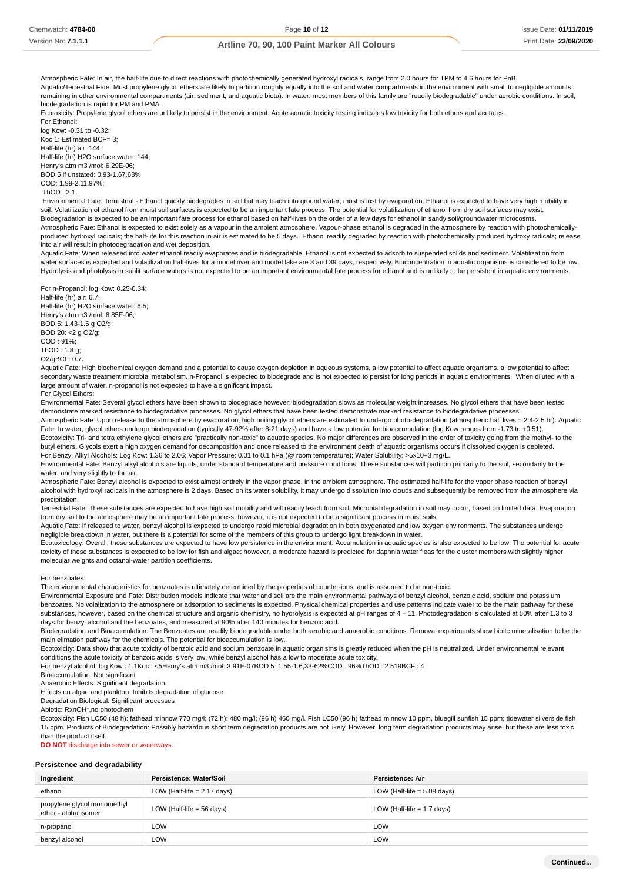Atmospheric Fate: In air, the half-life due to direct reactions with photochemically generated hydroxyl radicals, range from 2.0 hours for TPM to 4.6 hours for PnB.
Aquatic/Terrestrial Fate: Most propylene glycol ethers are likely to partition roughly equally into the soil and water compartments in the environment with small to negligible amounts remaining in other environmental compartments (air, sediment, and aquatic biota). In water, most members of this family are "readily biodegradable" under aerobic conditions. In soil, biodegradation is rapid for PM and PMA.
Ecotoxicity: Propylene glycol ethers are unlikely to persist in the environment. Acute aquatic toxicity testing indicates low toxicity for both ethers and acetates.
For Ethanol:
log Kow: -0.31 to -0.32;
Koc 1: Estimated BCF= 3;
Half-life (hr) air: 144;
Half-life (hr) H2O surface water: 144;
Henry's atm m3 /mol: 6.29E-06;
BOD 5 if unstated: 0.93-1.67,63%
COD: 1.99-2.11,97%;
ThOD : 2.1.
Environmental Fate: Terrestrial - Ethanol quickly biodegrades in soil but may leach into ground water; most is lost by evaporation. Ethanol is expected to have very high mobility in soil. Volatilization of ethanol from moist soil surfaces is expected to be an important fate process. The potential for volatilization of ethanol from dry soil surfaces may exist. Biodegradation is expected to be an important fate process for ethanol based on half-lives on the order of a few days for ethanol in sandy soil/groundwater microcosms.
Atmospheric Fate: Ethanol is expected to exist solely as a vapour in the ambient atmosphere. Vapour-phase ethanol is degraded in the atmosphere by reaction with photochemically-produced hydroxyl radicals; the half-life for this reaction in air is estimated to be 5 days. Ethanol readily degraded by reaction with photochemically produced hydroxy radicals; release into air will result in photodegradation and wet deposition.
Aquatic Fate: When released into water ethanol readily evaporates and is biodegradable. Ethanol is not expected to adsorb to suspended solids and sediment. Volatilization from water surfaces is expected and volatilization half-lives for a model river and model lake are 3 and 39 days, respectively. Bioconcentration in aquatic organisms is considered to be low. Hydrolysis and photolysis in sunlit surface waters is not expected to be an important environmental fate process for ethanol and is unlikely to be persistent in aquatic environments.

For n-Propanol: log Kow: 0.25-0.34;
Half-life (hr) air: 6.7;
Half-life (hr) H2O surface water: 6.5;
Henry's atm m3 /mol: 6.85E-06;
BOD 5: 1.43-1.6 g O2/g;
BOD 20: <2 g O2/g;
COD : 91%;
ThOD : 1.8 g;
O2/gBCF: 0.7.
Aquatic Fate: High biochemical oxygen demand and a potential to cause oxygen depletion in aqueous systems, a low potential to affect aquatic organisms, a low potential to affect secondary waste treatment microbial metabolism. n-Propanol is expected to biodegrade and is not expected to persist for long periods in aquatic environments. When diluted with a large amount of water, n-propanol is not expected to have a significant impact.
For Glycol Ethers:
Environmental Fate: Several glycol ethers have been shown to biodegrade however; biodegradation slows as molecular weight increases. No glycol ethers that have been tested demonstrate marked resistance to biodegradative processes. No glycol ethers that have been tested demonstrate marked resistance to biodegradative processes.
Atmospheric Fate: Upon release to the atmosphere by evaporation, high boiling glycol ethers are estimated to undergo photo-degradation (atmospheric half lives = 2.4-2.5 hr). Aquatic Fate: In water, glycol ethers undergo biodegradation (typically 47-92% after 8-21 days) and have a low potential for bioaccumulation (log Kow ranges from -1.73 to +0.51).
Ecotoxicity: Tri- and tetra ethylene glycol ethers are "practically non-toxic" to aquatic species. No major differences are observed in the order of toxicity going from the methyl- to the butyl ethers. Glycols exert a high oxygen demand for decomposition and once released to the environment death of aquatic organisms occurs if dissolved oxygen is depleted.
For Benzyl Alkyl Alcohols: Log Kow: 1.36 to 2.06; Vapor Pressure: 0.01 to 0.1 hPa (@ room temperature); Water Solubility: >5x10+3 mg/L.
Environmental Fate: Benzyl alkyl alcohols are liquids, under standard temperature and pressure conditions. These substances will partition primarily to the soil, secondarily to the water, and very slightly to the air.
Atmospheric Fate: Benzyl alcohol is expected to exist almost entirely in the vapor phase, in the ambient atmosphere. The estimated half-life for the vapor phase reaction of benzyl alcohol with hydroxyl radicals in the atmosphere is 2 days. Based on its water solubility, it may undergo dissolution into clouds and subsequently be removed from the atmosphere via precipitation.
Terrestrial Fate: These substances are expected to have high soil mobility and will readily leach from soil. Microbial degradation in soil may occur, based on limited data. Evaporation from dry soil to the atmosphere may be an important fate process; however, it is not expected to be a significant process in moist soils.
Aquatic Fate: If released to water, benzyl alcohol is expected to undergo rapid microbial degradation in both oxygenated and low oxygen environments. The substances undergo negligible breakdown in water, but there is a potential for some of the members of this group to undergo light breakdown in water.
Ecotoxicology: Overall, these substances are expected to have low persistence in the environment. Accumulation in aquatic species is also expected to be low. The potential for acute toxicity of these substances is expected to be low for fish and algae; however, a moderate hazard is predicted for daphnia water fleas for the cluster members with slightly higher molecular weights and octanol-water partition coefficients.

For benzoates:
The environmental characteristics for benzoates is ultimately determined by the properties of counter-ions, and is assumed to be non-toxic.
Environmental Exposure and Fate: Distribution models indicate that water and soil are the main environmental pathways of benzyl alcohol, benzoic acid, sodium and potassium benzoates. No volalization to the atmosphere or adsorption to sediments is expected. Physical chemical properties and use patterns indicate water to be the main pathway for these substances, however, based on the chemical structure and organic chemistry, no hydrolysis is expected at pH ranges of 4 – 11. Photodegradation is calculated at 50% after 1.3 to 3 days for benzyl alcohol and the benzoates, and measured at 90% after 140 minutes for benzoic acid.
Biodegradation and Bioacumulation: The Benzoates are readily biodegradable under both aerobic and anaerobic conditions. Removal experiments show bioitc mineralisation to be the main elimation pathway for the chemicals. The potential for bioaccumulation is low.
Ecotoxicity: Data show that acute toxicity of benzoic acid and sodium benzoate in aquatic organisms is greatly reduced when the pH is neutralized. Under environmental relevant conditions the acute toxicity of benzoic acids is very low, while benzyl alcohol has a low to moderate acute toxicity.
For benzyl alcohol: log Kow : 1.1Koc : <5Henry's atm m3 /mol: 3.91E-07BOD 5: 1.55-1.6,33-62%COD : 96%ThOD : 2.519BCF : 4
Bioaccumulation: Not significant
Anaerobic Effects: Significant degradation.
Effects on algae and plankton: Inhibits degradation of glucose
Degradation Biological: Significant processes
Abiotic: RxnOH*,no photochem
Ecotoxicity: Fish LC50 (48 h): fathead minnow 770 mg/l; (72 h): 480 mg/l; (96 h) 460 mg/l. Fish LC50 (96 h) fathead minnow 10 ppm, bluegill sunfish 15 ppm; tidewater silverside fish 15 ppm. Products of Biodegradation: Possibly hazardous short term degradation products are not likely. However, long term degradation products may arise, but these are less toxic than the product itself.
**DO NOT** discharge into sewer or waterways.

### Persistence and degradability

| Ingredient | Persistence: Water/Soil | Persistence: Air |
|---|---|---|
| ethanol | LOW (Half-life = 2.17 days) | LOW (Half-life = 5.08 days) |
| propylene glycol monomethyl ether - alpha isomer | LOW (Half-life = 56 days) | LOW (Half-life = 1.7 days) |
| n-propanol | LOW | LOW |
| benzyl alcohol | LOW | LOW |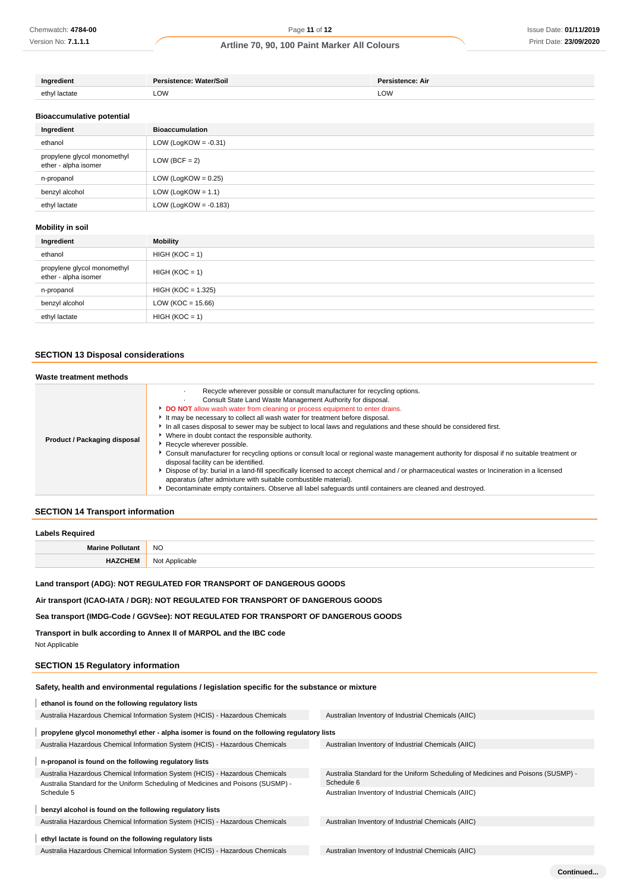| Ingredient | Persistence: Water/Soil | Persistence: Air |
| --- | --- | --- |
| ethyl lactate | LOW | LOW |

### Bioaccumulative potential

| Ingredient | Bioaccumulation |
| --- | --- |
| ethanol | LOW (LogKOW = -0.31) |
| propylene glycol monomethyl ether - alpha isomer | LOW (BCF = 2) |
| n-propanol | LOW (LogKOW = 0.25) |
| benzyl alcohol | LOW (LogKOW = 1.1) |
| ethyl lactate | LOW (LogKOW = -0.183) |

### Mobility in soil

| Ingredient | Mobility |
| --- | --- |
| ethanol | HIGH (KOC = 1) |
| propylene glycol monomethyl ether - alpha isomer | HIGH (KOC = 1) |
| n-propanol | HIGH (KOC = 1.325) |
| benzyl alcohol | LOW (KOC = 15.66) |
| ethyl lactate | HIGH (KOC = 1) |

## SECTION 13 Disposal considerations

### Waste treatment methods

| | |
| --- | --- |
| **Product / Packaging disposal** | · Recycle wherever possible or consult manufacturer for recycling options.<br>· Consult State Land Waste Management Authority for disposal.<br>▸ **DO NOT** allow wash water from cleaning or process equipment to enter drains.<br>▸ It may be necessary to collect all wash water for treatment before disposal.<br>▸ In all cases disposal to sewer may be subject to local laws and regulations and these should be considered first.<br>▸ Where in doubt contact the responsible authority.<br>▸ Recycle wherever possible.<br>▸ Consult manufacturer for recycling options or consult local or regional waste management authority for disposal if no suitable treatment or disposal facility can be identified.<br>▸ Dispose of by: burial in a land-fill specifically licensed to accept chemical and / or pharmaceutical wastes or Incineration in a licensed apparatus (after admixture with suitable combustible material).<br>▸ Decontaminate empty containers. Observe all label safeguards until containers are cleaned and destroyed. |

## SECTION 14 Transport information

### Labels Required

| | |
| --- | --- |
| **Marine Pollutant** | NO |
| **HAZCHEM** | Not Applicable |

**Land transport (ADG): NOT REGULATED FOR TRANSPORT OF DANGEROUS GOODS**

**Air transport (ICAO-IATA / DGR): NOT REGULATED FOR TRANSPORT OF DANGEROUS GOODS**

**Sea transport (IMDG-Code / GGVSee): NOT REGULATED FOR TRANSPORT OF DANGEROUS GOODS**

**Transport in bulk according to Annex II of MARPOL and the IBC code**

Not Applicable

## SECTION 15 Regulatory information

### Safety, health and environmental regulations / legislation specific for the substance or mixture

**ethanol is found on the following regulatory lists**

- Australia Hazardous Chemical Information System (HCIS) - Hazardous Chemicals
- Australian Inventory of Industrial Chemicals (AIIC)

**propylene glycol monomethyl ether - alpha isomer is found on the following regulatory lists**

- Australia Hazardous Chemical Information System (HCIS) - Hazardous Chemicals
- Australian Inventory of Industrial Chemicals (AIIC)

**n-propanol is found on the following regulatory lists**

- Australia Hazardous Chemical Information System (HCIS) - Hazardous Chemicals
- Australia Standard for the Uniform Scheduling of Medicines and Poisons (SUSMP) - Schedule 5
- Australia Standard for the Uniform Scheduling of Medicines and Poisons (SUSMP) - Schedule 6
- Australian Inventory of Industrial Chemicals (AIIC)

**benzyl alcohol is found on the following regulatory lists**

- Australia Hazardous Chemical Information System (HCIS) - Hazardous Chemicals
- Australian Inventory of Industrial Chemicals (AIIC)

**ethyl lactate is found on the following regulatory lists**

- Australia Hazardous Chemical Information System (HCIS) - Hazardous Chemicals
- Australian Inventory of Industrial Chemicals (AIIC)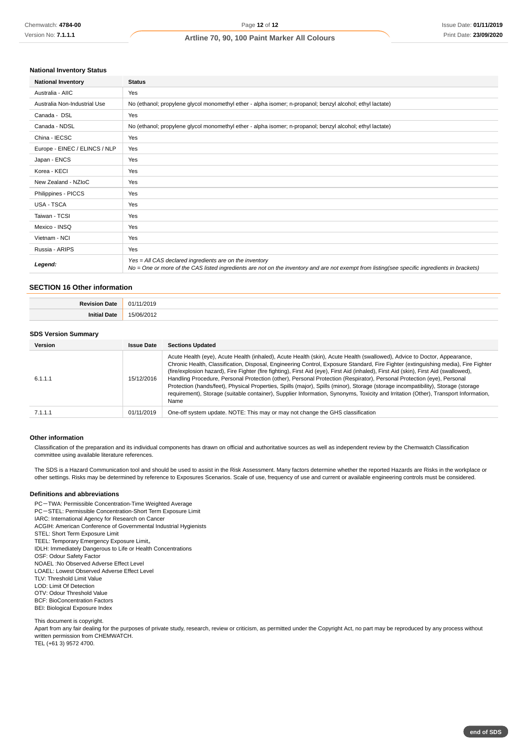### National Inventory Status

| National Inventory | Status |
| --- | --- |
| Australia - AIIC | Yes |
| Australia Non-Industrial Use | No (ethanol; propylene glycol monomethyl ether - alpha isomer; n-propanol; benzyl alcohol; ethyl lactate) |
| Canada - DSL | Yes |
| Canada - NDSL | No (ethanol; propylene glycol monomethyl ether - alpha isomer; n-propanol; benzyl alcohol; ethyl lactate) |
| China - IECSC | Yes |
| Europe - EINEC / ELINCS / NLP | Yes |
| Japan - ENCS | Yes |
| Korea - KECI | Yes |
| New Zealand - NZIoC | Yes |
| Philippines - PICCS | Yes |
| USA - TSCA | Yes |
| Taiwan - TCSI | Yes |
| Mexico - INSQ | Yes |
| Vietnam - NCI | Yes |
| Russia - ARIPS | Yes |
| ***Legend:*** | *Yes = All CAS declared ingredients are on the inventory*<br>*No = One or more of the CAS listed ingredients are not on the inventory and are not exempt from listing(see specific ingredients in brackets)* |

## SECTION 16 Other information

| | |
| --- | --- |
| **Revision Date** | 01/11/2019 |
| **Initial Date** | 15/06/2012 |

### SDS Version Summary

| Version | Issue Date | Sections Updated |
| --- | --- | --- |
| 6.1.1.1 | 15/12/2016 | Acute Health (eye), Acute Health (inhaled), Acute Health (skin), Acute Health (swallowed), Advice to Doctor, Appearance, Chronic Health, Classification, Disposal, Engineering Control, Exposure Standard, Fire Fighter (extinguishing media), Fire Fighter (fire/explosion hazard), Fire Fighter (fire fighting), First Aid (eye), First Aid (inhaled), First Aid (skin), First Aid (swallowed), Handling Procedure, Personal Protection (other), Personal Protection (Respirator), Personal Protection (eye), Personal Protection (hands/feet), Physical Properties, Spills (major), Spills (minor), Storage (storage incompatibility), Storage (storage requirement), Storage (suitable container), Supplier Information, Synonyms, Toxicity and Irritation (Other), Transport Information, Name |
| 7.1.1.1 | 01/11/2019 | One-off system update. NOTE: This may or may not change the GHS classification |

### Other information

Classification of the preparation and its individual components has drawn on official and authoritative sources as well as independent review by the Chemwatch Classification committee using available literature references.

The SDS is a Hazard Communication tool and should be used to assist in the Risk Assessment. Many factors determine whether the reported Hazards are Risks in the workplace or other settings. Risks may be determined by reference to Exposures Scenarios. Scale of use, frequency of use and current or available engineering controls must be considered.

### Definitions and abbreviations

PC－TWA: Permissible Concentration-Time Weighted Average
PC－STEL: Permissible Concentration-Short Term Exposure Limit
IARC: International Agency for Research on Cancer
ACGIH: American Conference of Governmental Industrial Hygienists
STEL: Short Term Exposure Limit
TEEL: Temporary Emergency Exposure Limit。
IDLH: Immediately Dangerous to Life or Health Concentrations
OSF: Odour Safety Factor
NOAEL :No Observed Adverse Effect Level
LOAEL: Lowest Observed Adverse Effect Level
TLV: Threshold Limit Value
LOD: Limit Of Detection
OTV: Odour Threshold Value
BCF: BioConcentration Factors
BEI: Biological Exposure Index

This document is copyright.
Apart from any fair dealing for the purposes of private study, research, review or criticism, as permitted under the Copyright Act, no part may be reproduced by any process without written permission from CHEMWATCH.
TEL (+61 3) 9572 4700.

end of SDS